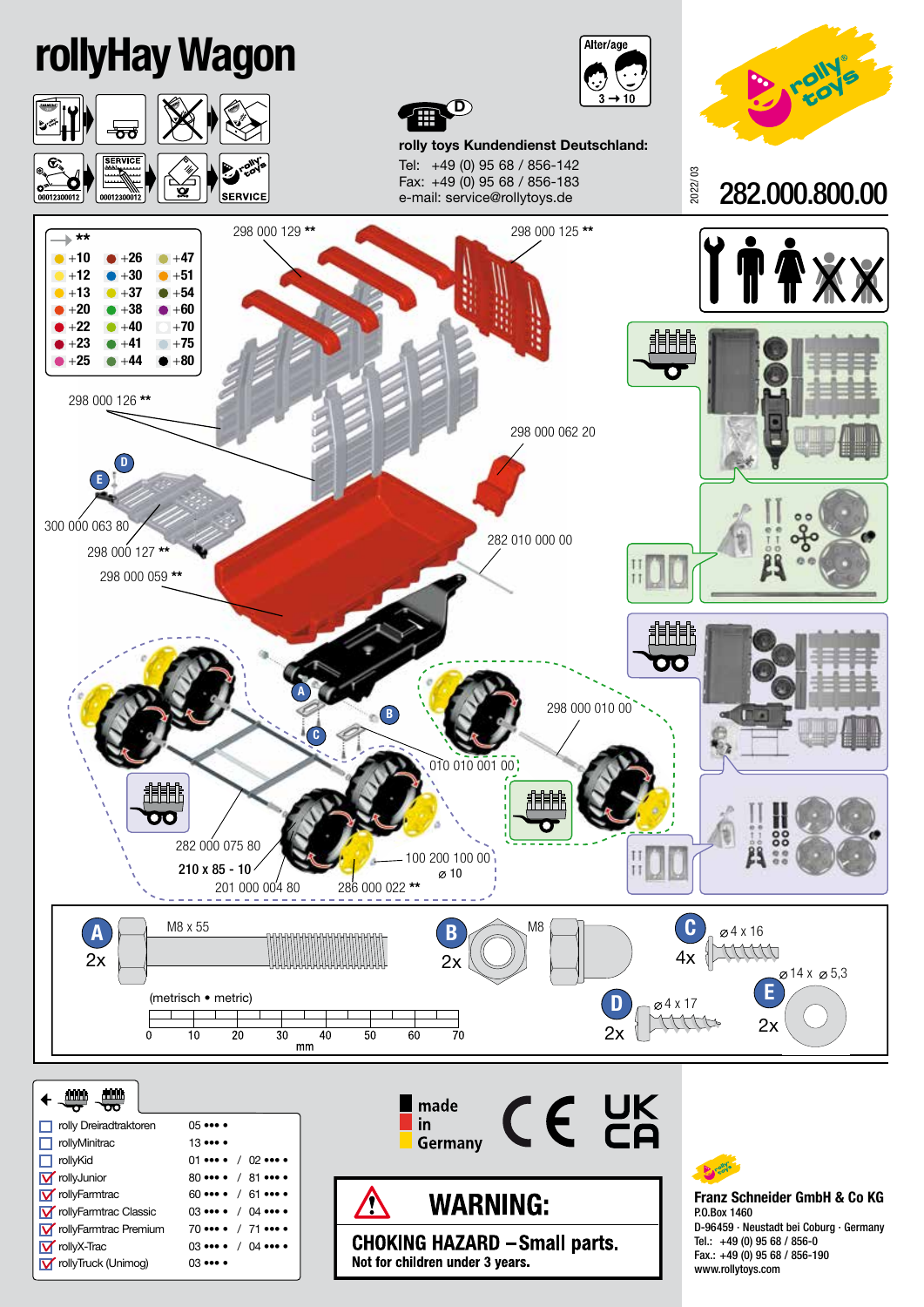# rollyHay Wagon

Alter/age 3 → 10

**rolly toys Kundendienst Deutschland:**

Tel: +49 (0) 95 68 / 856-142
Fax: +49 (0) 95 68 / 856-183
e-mail: service@rollytoys.de

2022/03

## 282.000.800.00

00012300012 00012300012

SERVICE

| ** | | |
|---|---|---|
| +10 | +26 | +47 |
| +12 | +30 | +51 |
| +13 | +37 | +54 |
| +20 | +38 | +60 |
| +22 | +40 | +70 |
| +23 | +41 | +75 |
| +25 | +44 | +80 |

298 000 129 **

298 000 125 **

298 000 126 **

298 000 062 20

300 000 063 80

298 000 127 **

298 000 059 **

282 010 000 00

298 000 010 00

010 010 001 00

282 000 075 80

210 x 85 - 10

201 000 004 80

286 000 022 **

100 200 100 00
⌀ 10

| | Part | Qty |
|---|---|---|
| A | M8 x 55 | 2x |
| B | M8 | 2x |
| C | ⌀ 4 x 16 | 4x |
| D | ⌀ 4 x 17 | 2x |
| E | ⌀ 14 x ⌀ 5,3 | 2x |

(metrisch • metric)

0 10 20 30 40 50 60 70
mm

| | | |
|---|---|---|
| ☐ rolly Dreiradtraktoren | 05 ••• • | |
| ☐ rollyMinitrac | 13 ••• • | |
| ☐ rollyKid | 01 ••• • | / 02 ••• • |
| ☑ rollyJunior | 80 ••• • | / 81 ••• • |
| ☑ rollyFarmtrac | 60 ••• • | / 61 ••• • |
| ☑ rollyFarmtrac Classic | 03 ••• • | / 04 ••• • |
| ☑ rollyFarmtrac Premium | 70 ••• • | / 71 ••• • |
| ☑ rollyX-Trac | 03 ••• • | / 04 ••• • |
| ☑ rollyTruck (Unimog) | 03 ••• • | |

made in Germany

CE UK CA

**WARNING:**

**CHOKING HAZARD – Small parts.**
**Not for children under 3 years.**

**Franz Schneider GmbH & Co KG**
P.O.Box 1460
D-96459 · Neustadt bei Coburg · Germany
Tel.: +49 (0) 95 68 / 856-0
Fax.: +49 (0) 95 68 / 856-190
www.rollytoys.com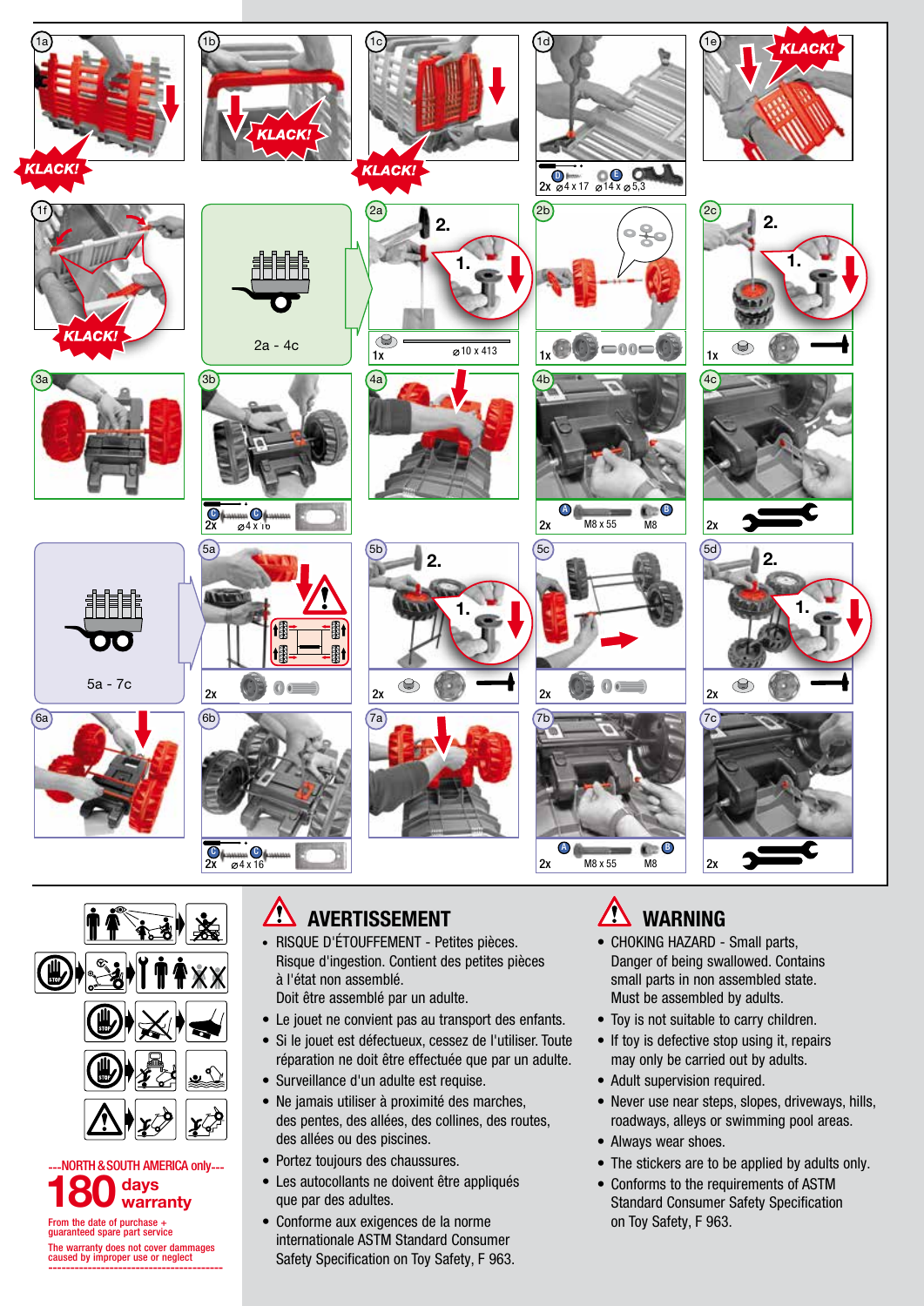1a KLACK!

1b KLACK!

1c KLACK!

1d
2x ⌀4 x 17 ⌀14 x ⌀5,3

1e KLACK!

1f KLACK!

2a - 4c

2a
1x ⌀10 x 413

2b
1x

2c
1x

3a

3b
2x ⌀4 x 16

4a

4b
2x M8 x 55 M8

4c
2x

5a - 7c

5a
2x

5b
2x

5c
2x

5d
2x

6a

6b
2x ⌀4 x 16

7a

7b
2x M8 x 55 M8

7c
2x

---NORTH & SOUTH AMERICA only---

**180 days warranty**

From the date of purchase + guaranteed spare part service

The warranty does not cover dammages caused by improper use or neglect

## AVERTISSEMENT

- RISQUE D'ÉTOUFFEMENT - Petites pièces. Risque d'ingestion. Contient des petites pièces à l'état non assemblé. Doit être assemblé par un adulte.
- Le jouet ne convient pas au transport des enfants.
- Si le jouet est défectueux, cessez de l'utiliser. Toute réparation ne doit être effectuée que par un adulte.
- Surveillance d'un adulte est requise.
- Ne jamais utiliser à proximité des marches, des pentes, des allées, des collines, des routes, des allées ou des piscines.
- Portez toujours des chaussures.
- Les autocollants ne doivent être appliqués que par des adultes.
- Conforme aux exigences de la norme internationale ASTM Standard Consumer Safety Specification on Toy Safety, F 963.

## WARNING

- CHOKING HAZARD - Small parts, Danger of being swallowed. Contains small parts in non assembled state. Must be assembled by adults.
- Toy is not suitable to carry children.
- If toy is defective stop using it, repairs may only be carried out by adults.
- Adult supervision required.
- Never use near steps, slopes, driveways, hills, roadways, alleys or swimming pool areas.
- Always wear shoes.
- The stickers are to be applied by adults only.
- Conforms to the requirements of ASTM Standard Consumer Safety Specification on Toy Safety, F 963.